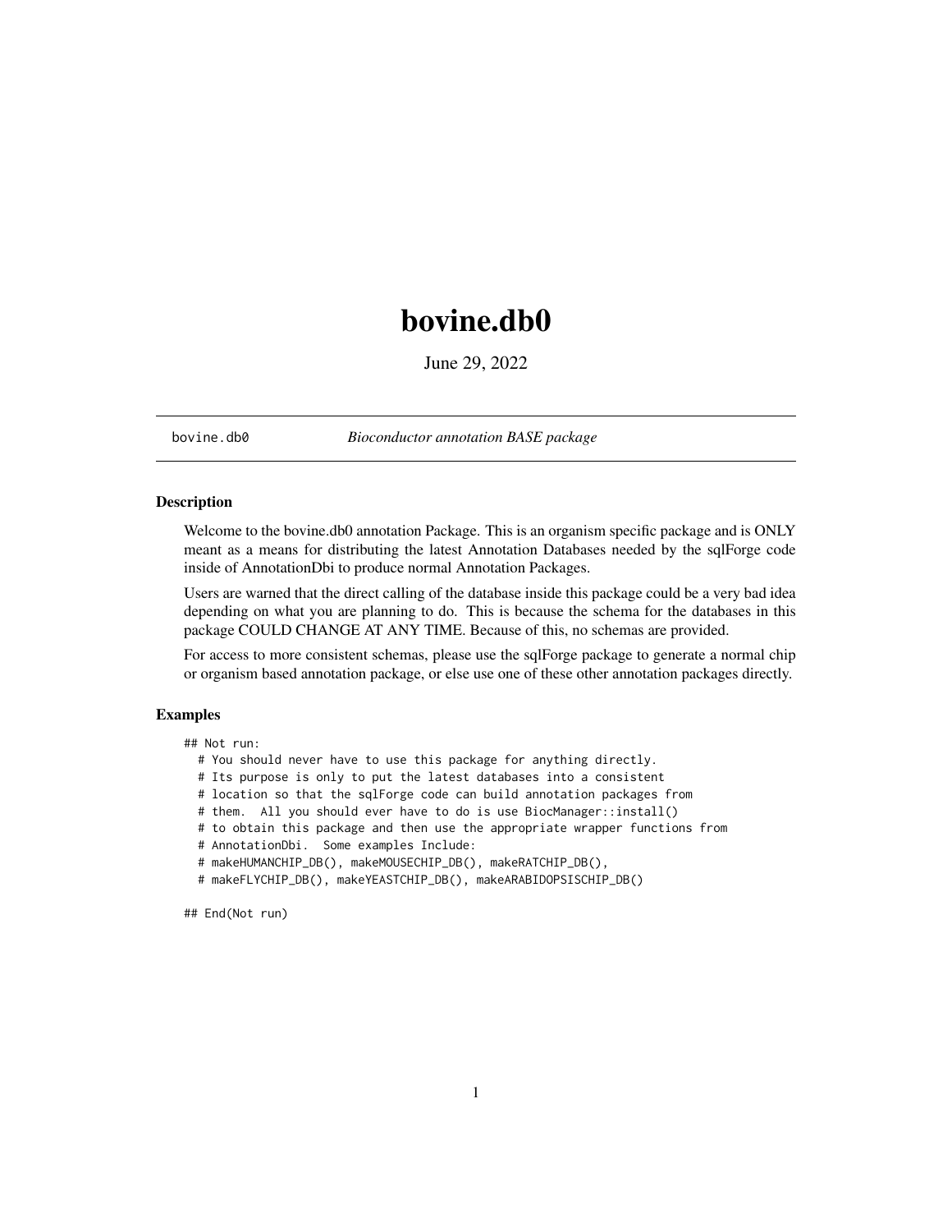# bovine.db0

June 29, 2022

bovine.db0 *Bioconductor annotation BASE package*

---

### Description

Welcome to the bovine.db0 annotation Package. This is an organism specific package and is ONLY meant as a means for distributing the latest Annotation Databases needed by the sqlForge code inside of AnnotationDbi to produce normal Annotation Packages.

Users are warned that the direct calling of the database inside this package could be a very bad idea depending on what you are planning to do. This is because the schema for the databases in this package COULD CHANGE AT ANY TIME. Because of this, no schemas are provided.

For access to more consistent schemas, please use the sqlForge package to generate a normal chip or organism based annotation package, or else use one of these other annotation packages directly.

### Examples

```
## Not run:
  # You should never have to use this package for anything directly.
  # Its purpose is only to put the latest databases into a consistent
  # location so that the sqlForge code can build annotation packages from
  # them.  All you should ever have to do is use BiocManager::install()
  # to obtain this package and then use the appropriate wrapper functions from
  # AnnotationDbi.  Some examples Include:
  # makeHUMANCHIP_DB(), makeMOUSECHIP_DB(), makeRATCHIP_DB(),
  # makeFLYCHIP_DB(), makeYEASTCHIP_DB(), makeARABIDOPSISCHIP_DB()

## End(Not run)
```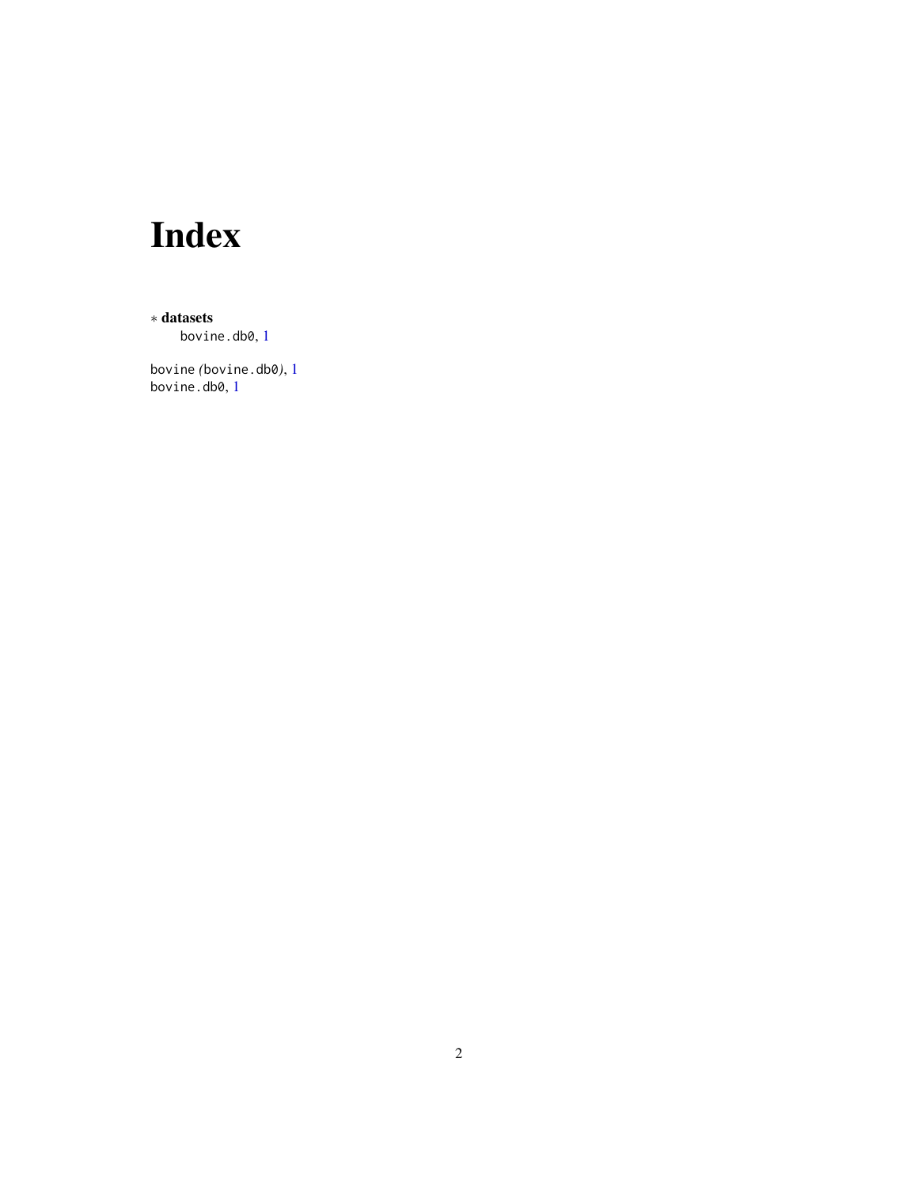# Index

∗ **datasets**
    bovine.db0, 1

bovine *(*bovine.db0*)*, 1
bovine.db0, 1